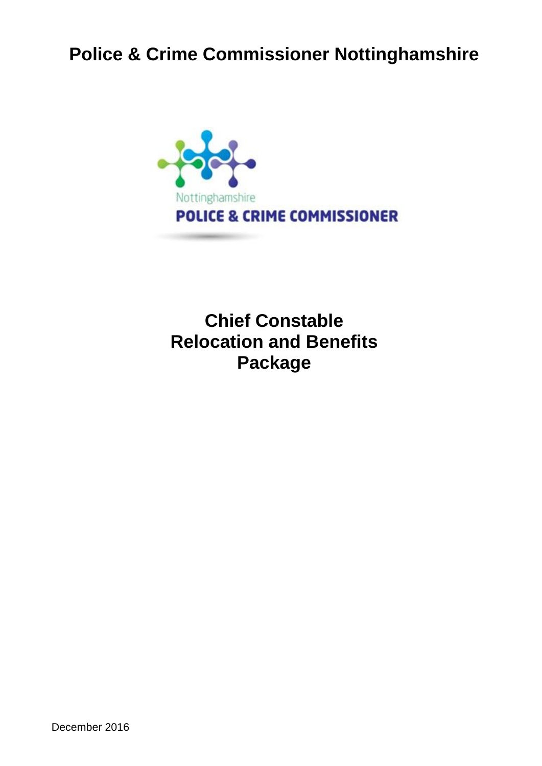# Police & Crime Commissioner Nottinghamshire

# Chief Constable Relocation and Benefits Package

December 2016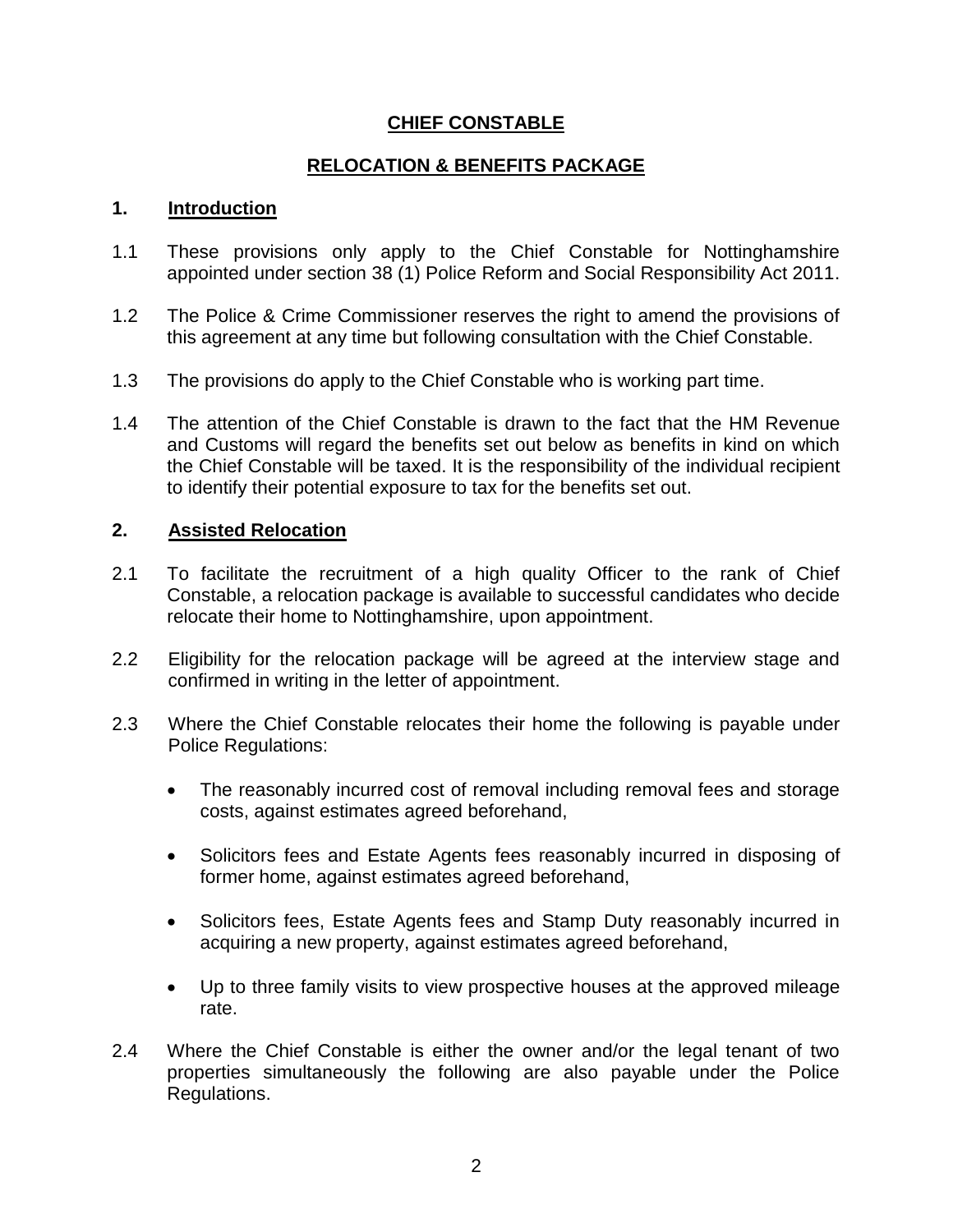**CHIEF CONSTABLE**

**RELOCATION & BENEFITS PACKAGE**

## 1. Introduction

1.1 These provisions only apply to the Chief Constable for Nottinghamshire appointed under section 38 (1) Police Reform and Social Responsibility Act 2011.

1.2 The Police & Crime Commissioner reserves the right to amend the provisions of this agreement at any time but following consultation with the Chief Constable.

1.3 The provisions do apply to the Chief Constable who is working part time.

1.4 The attention of the Chief Constable is drawn to the fact that the HM Revenue and Customs will regard the benefits set out below as benefits in kind on which the Chief Constable will be taxed. It is the responsibility of the individual recipient to identify their potential exposure to tax for the benefits set out.

## 2. Assisted Relocation

2.1 To facilitate the recruitment of a high quality Officer to the rank of Chief Constable, a relocation package is available to successful candidates who decide relocate their home to Nottinghamshire, upon appointment.

2.2 Eligibility for the relocation package will be agreed at the interview stage and confirmed in writing in the letter of appointment.

2.3 Where the Chief Constable relocates their home the following is payable under Police Regulations:

- The reasonably incurred cost of removal including removal fees and storage costs, against estimates agreed beforehand,
- Solicitors fees and Estate Agents fees reasonably incurred in disposing of former home, against estimates agreed beforehand,
- Solicitors fees, Estate Agents fees and Stamp Duty reasonably incurred in acquiring a new property, against estimates agreed beforehand,
- Up to three family visits to view prospective houses at the approved mileage rate.

2.4 Where the Chief Constable is either the owner and/or the legal tenant of two properties simultaneously the following are also payable under the Police Regulations.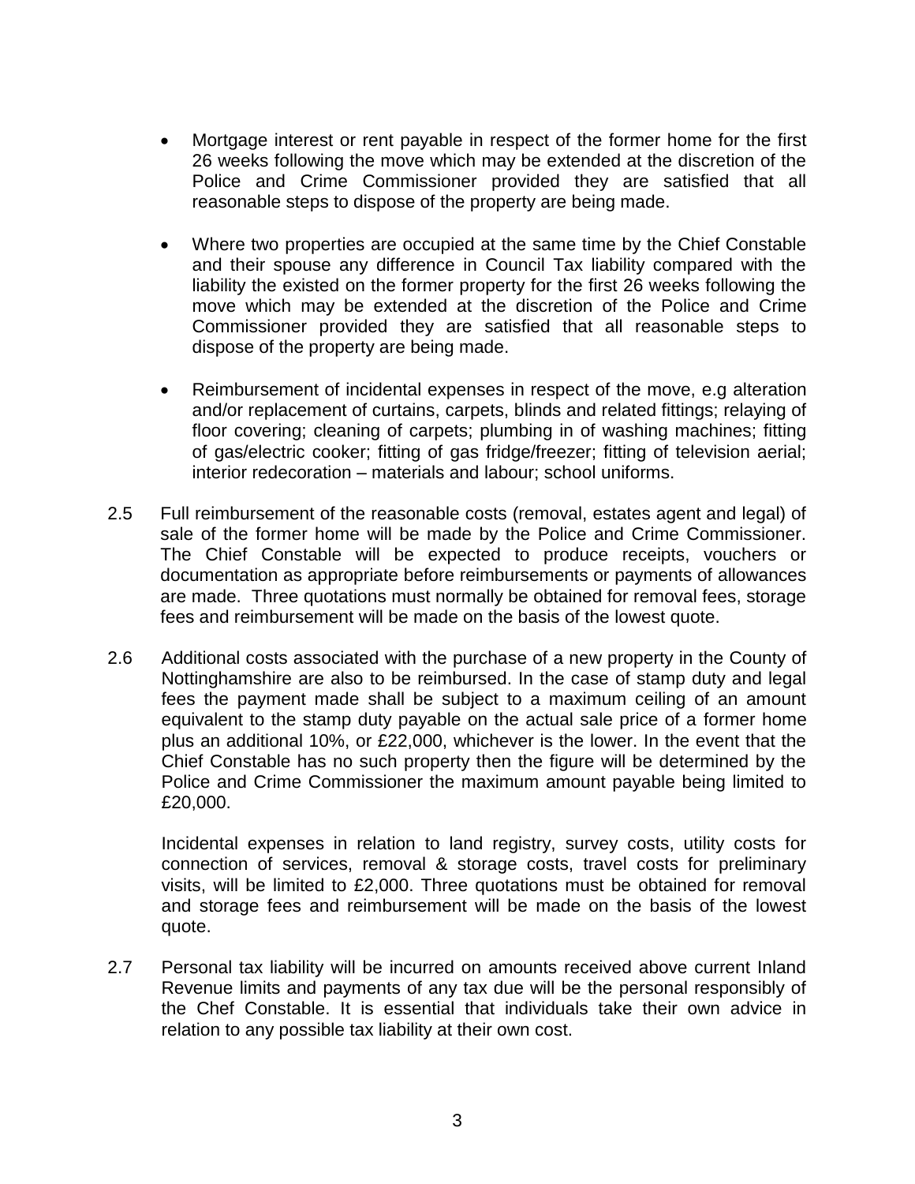- Mortgage interest or rent payable in respect of the former home for the first 26 weeks following the move which may be extended at the discretion of the Police and Crime Commissioner provided they are satisfied that all reasonable steps to dispose of the property are being made.

- Where two properties are occupied at the same time by the Chief Constable and their spouse any difference in Council Tax liability compared with the liability the existed on the former property for the first 26 weeks following the move which may be extended at the discretion of the Police and Crime Commissioner provided they are satisfied that all reasonable steps to dispose of the property are being made.

- Reimbursement of incidental expenses in respect of the move, e.g alteration and/or replacement of curtains, carpets, blinds and related fittings; relaying of floor covering; cleaning of carpets; plumbing in of washing machines; fitting of gas/electric cooker; fitting of gas fridge/freezer; fitting of television aerial; interior redecoration – materials and labour; school uniforms.

2.5 Full reimbursement of the reasonable costs (removal, estates agent and legal) of sale of the former home will be made by the Police and Crime Commissioner. The Chief Constable will be expected to produce receipts, vouchers or documentation as appropriate before reimbursements or payments of allowances are made. Three quotations must normally be obtained for removal fees, storage fees and reimbursement will be made on the basis of the lowest quote.

2.6 Additional costs associated with the purchase of a new property in the County of Nottinghamshire are also to be reimbursed. In the case of stamp duty and legal fees the payment made shall be subject to a maximum ceiling of an amount equivalent to the stamp duty payable on the actual sale price of a former home plus an additional 10%, or £22,000, whichever is the lower. In the event that the Chief Constable has no such property then the figure will be determined by the Police and Crime Commissioner the maximum amount payable being limited to £20,000.

Incidental expenses in relation to land registry, survey costs, utility costs for connection of services, removal & storage costs, travel costs for preliminary visits, will be limited to £2,000. Three quotations must be obtained for removal and storage fees and reimbursement will be made on the basis of the lowest quote.

2.7 Personal tax liability will be incurred on amounts received above current Inland Revenue limits and payments of any tax due will be the personal responsibly of the Chef Constable. It is essential that individuals take their own advice in relation to any possible tax liability at their own cost.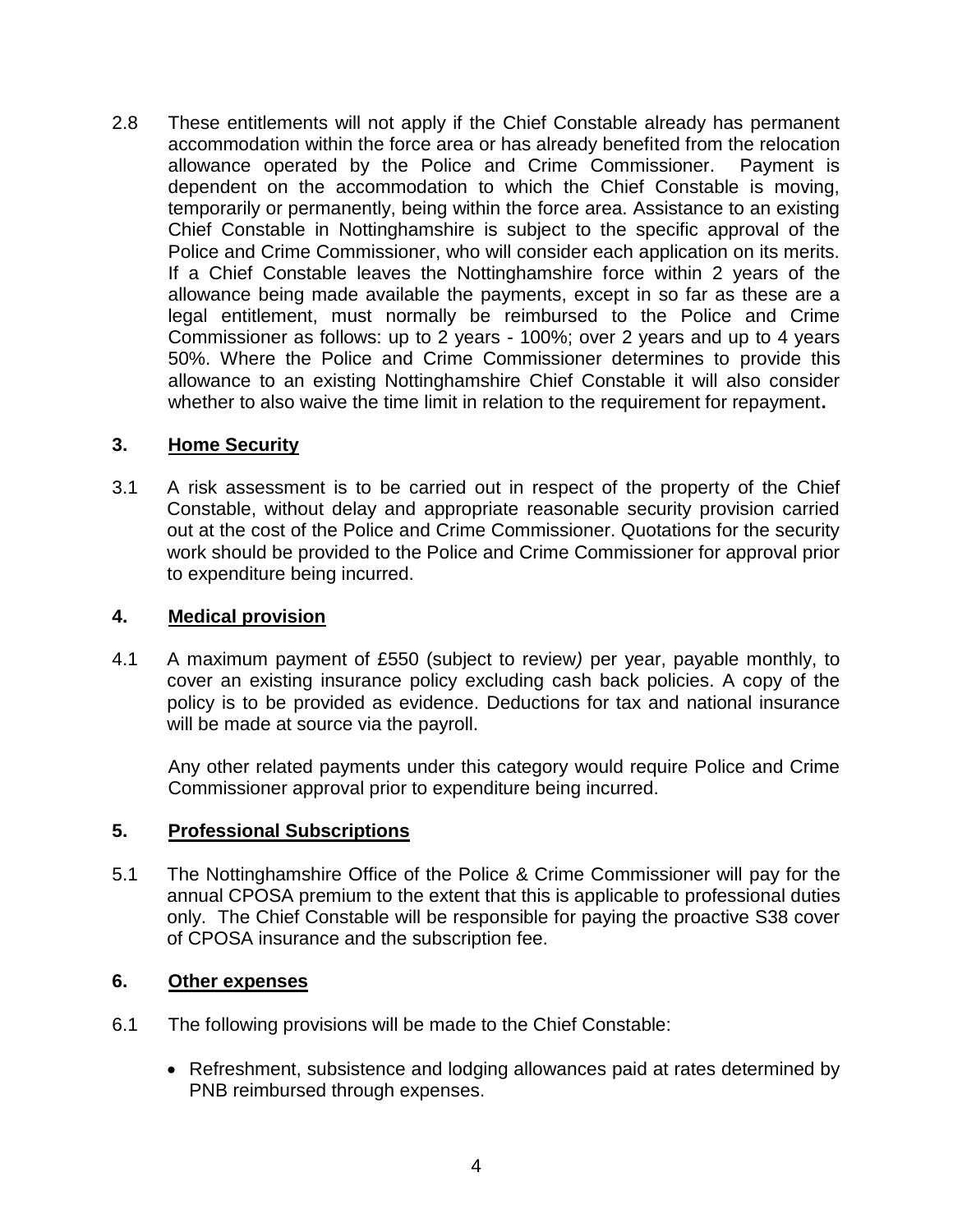2.8 These entitlements will not apply if the Chief Constable already has permanent accommodation within the force area or has already benefited from the relocation allowance operated by the Police and Crime Commissioner. Payment is dependent on the accommodation to which the Chief Constable is moving, temporarily or permanently, being within the force area. Assistance to an existing Chief Constable in Nottinghamshire is subject to the specific approval of the Police and Crime Commissioner, who will consider each application on its merits. If a Chief Constable leaves the Nottinghamshire force within 2 years of the allowance being made available the payments, except in so far as these are a legal entitlement, must normally be reimbursed to the Police and Crime Commissioner as follows: up to 2 years - 100%; over 2 years and up to 4 years 50%. Where the Police and Crime Commissioner determines to provide this allowance to an existing Nottinghamshire Chief Constable it will also consider whether to also waive the time limit in relation to the requirement for repayment**.**

## 3. Home Security

3.1 A risk assessment is to be carried out in respect of the property of the Chief Constable, without delay and appropriate reasonable security provision carried out at the cost of the Police and Crime Commissioner. Quotations for the security work should be provided to the Police and Crime Commissioner for approval prior to expenditure being incurred.

## 4. Medical provision

4.1 A maximum payment of £550 (subject to review*)* per year, payable monthly, to cover an existing insurance policy excluding cash back policies. A copy of the policy is to be provided as evidence. Deductions for tax and national insurance will be made at source via the payroll.

Any other related payments under this category would require Police and Crime Commissioner approval prior to expenditure being incurred.

## 5. Professional Subscriptions

5.1 The Nottinghamshire Office of the Police & Crime Commissioner will pay for the annual CPOSA premium to the extent that this is applicable to professional duties only. The Chief Constable will be responsible for paying the proactive S38 cover of CPOSA insurance and the subscription fee.

## 6. Other expenses

6.1 The following provisions will be made to the Chief Constable:

- Refreshment, subsistence and lodging allowances paid at rates determined by PNB reimbursed through expenses.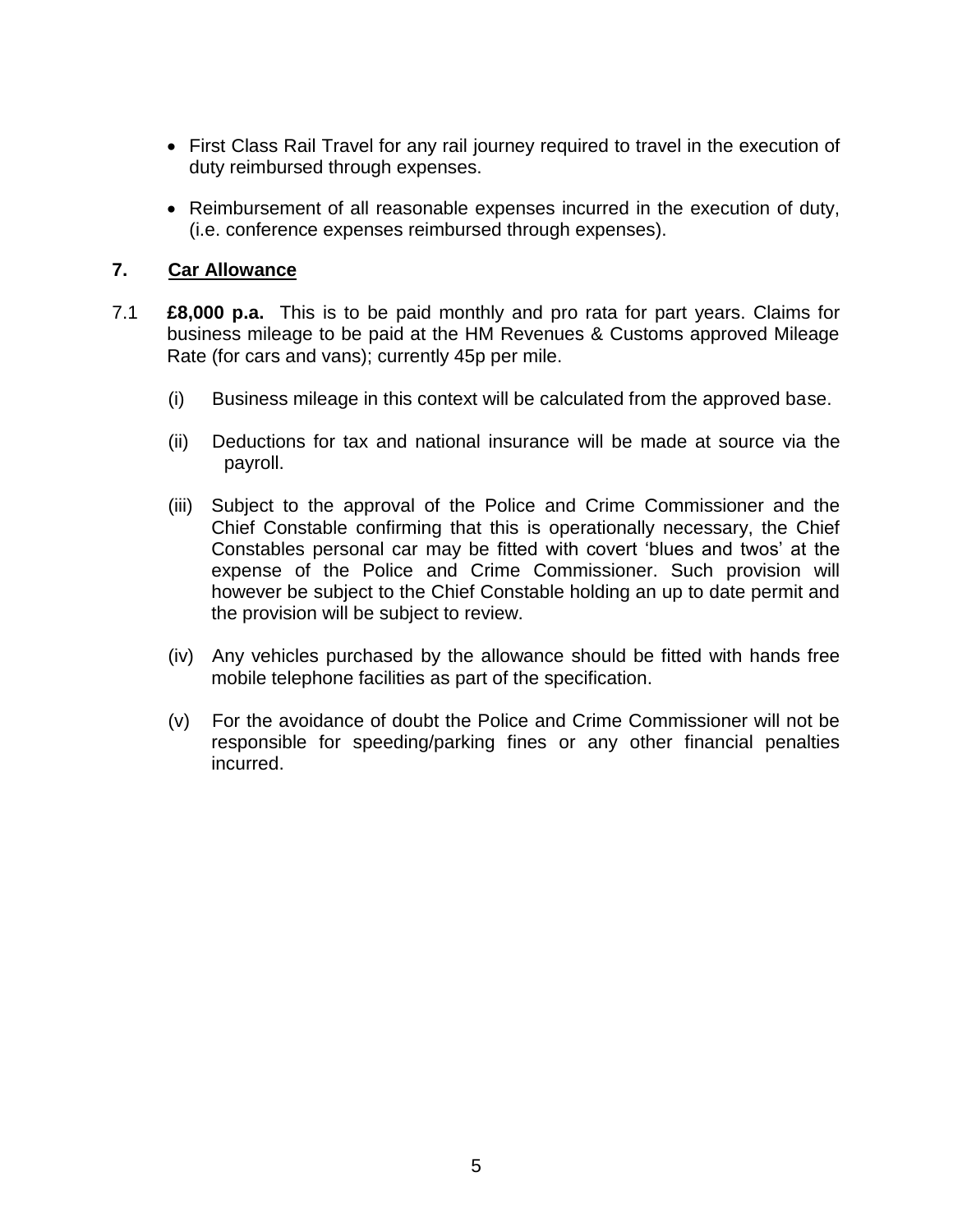- First Class Rail Travel for any rail journey required to travel in the execution of duty reimbursed through expenses.

- Reimbursement of all reasonable expenses incurred in the execution of duty, (i.e. conference expenses reimbursed through expenses).

## 7. Car Allowance

7.1 **£8,000 p.a.** This is to be paid monthly and pro rata for part years. Claims for business mileage to be paid at the HM Revenues & Customs approved Mileage Rate (for cars and vans); currently 45p per mile.

(i) Business mileage in this context will be calculated from the approved base.

(ii) Deductions for tax and national insurance will be made at source via the payroll.

(iii) Subject to the approval of the Police and Crime Commissioner and the Chief Constable confirming that this is operationally necessary, the Chief Constables personal car may be fitted with covert 'blues and twos' at the expense of the Police and Crime Commissioner. Such provision will however be subject to the Chief Constable holding an up to date permit and the provision will be subject to review.

(iv) Any vehicles purchased by the allowance should be fitted with hands free mobile telephone facilities as part of the specification.

(v) For the avoidance of doubt the Police and Crime Commissioner will not be responsible for speeding/parking fines or any other financial penalties incurred.